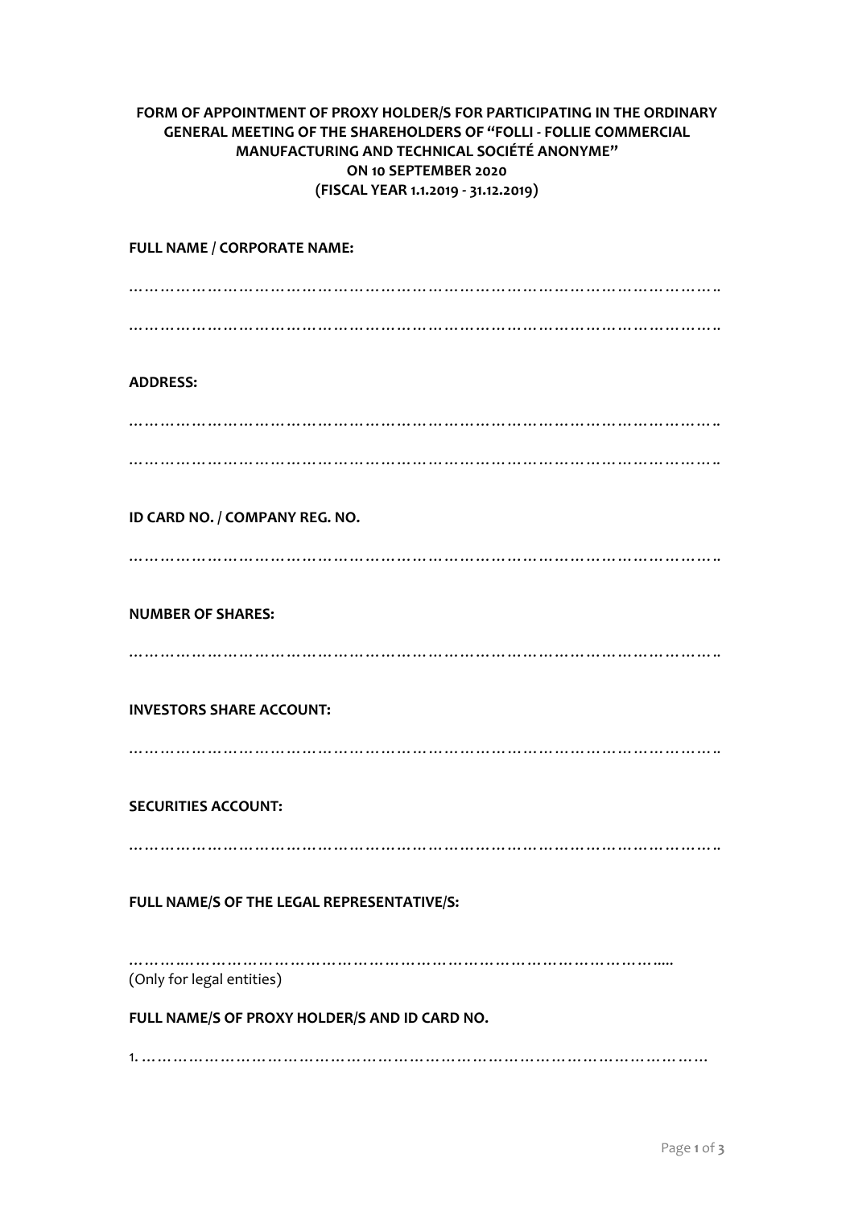**FORM OF APPOINTMENT OF PROXY HOLDER/S FOR PARTICIPATING IN THE ORDINARY GENERAL MEETING OF THE SHAREHOLDERS OF "FOLLI - FOLLIE COMMERCIAL MANUFACTURING AND TECHNICAL SOCIÉTÉ ANONYME" ON 10 SEPTEMBER 2020 (FISCAL YEAR 1.1.2019 - 31.12.2019)**

**FULL NAME / CORPORATE NAME:**

……………………………………………………………………………………………………..

……………………………………………………………………………………………………..

**ADDRESS:**

……………………………………………………………………………………………………..

……………………………………………………………………………………………………..

**ID CARD NO. / COMPANY REG. NO.**

……………………………………………………………………………………………………..

**NUMBER OF SHARES:**

……………………………………………………………………………………………………..

**INVESTORS SHARE ACCOUNT:**

……………………………………………………………………………………………………..

**SECURITIES ACCOUNT:**

……………………………………………………………………………………………………..

**FULL NAME/S OF THE LEGAL REPRESENTATIVE/S:**

………………………………………………………………………………………….....
(Only for legal entities)

**FULL NAME/S OF PROXY HOLDER/S AND ID CARD NO.**

1. ……………………………………………………………………………………………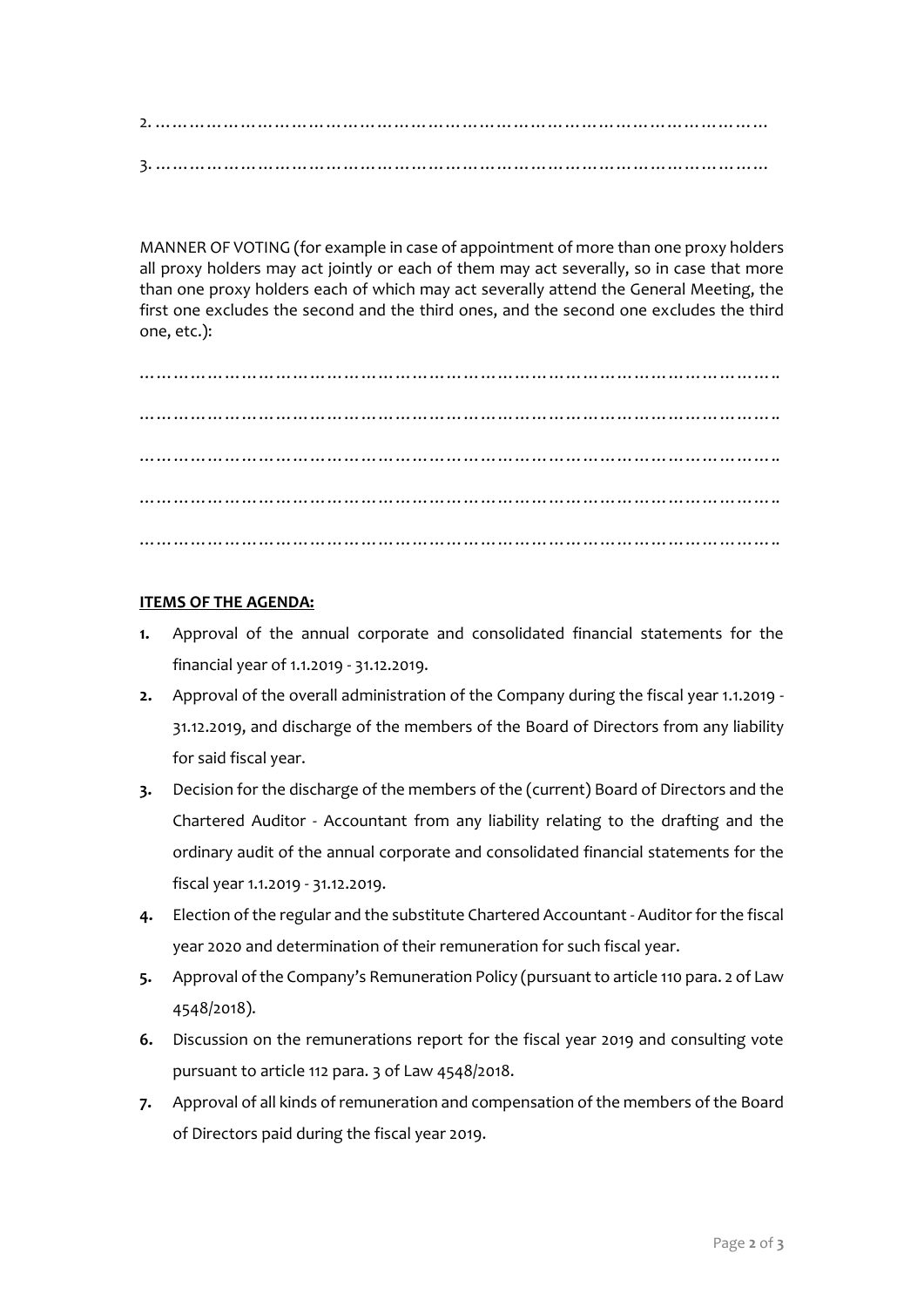2. ………………………………………………………………………………………………

3. ………………………………………………………………………………………………

MANNER OF VOTING (for example in case of appointment of more than one proxy holders all proxy holders may act jointly or each of them may act severally, so in case that more than one proxy holders each of which may act severally attend the General Meeting, the first one excludes the second and the third ones, and the second one excludes the third one, etc.):

……………………………………………………………………………………………….

……………………………………………………………………………………………….

……………………………………………………………………………………………….

……………………………………………………………………………………………….

……………………………………………………………………………………………….

**ITEMS OF THE AGENDA:**

1. Approval of the annual corporate and consolidated financial statements for the financial year of 1.1.2019 - 31.12.2019.
2. Approval of the overall administration of the Company during the fiscal year 1.1.2019 - 31.12.2019, and discharge of the members of the Board of Directors from any liability for said fiscal year.
3. Decision for the discharge of the members of the (current) Board of Directors and the Chartered Auditor - Accountant from any liability relating to the drafting and the ordinary audit of the annual corporate and consolidated financial statements for the fiscal year 1.1.2019 - 31.12.2019.
4. Election of the regular and the substitute Chartered Accountant - Auditor for the fiscal year 2020 and determination of their remuneration for such fiscal year.
5. Approval of the Company's Remuneration Policy (pursuant to article 110 para. 2 of Law 4548/2018).
6. Discussion on the remunerations report for the fiscal year 2019 and consulting vote pursuant to article 112 para. 3 of Law 4548/2018.
7. Approval of all kinds of remuneration and compensation of the members of the Board of Directors paid during the fiscal year 2019.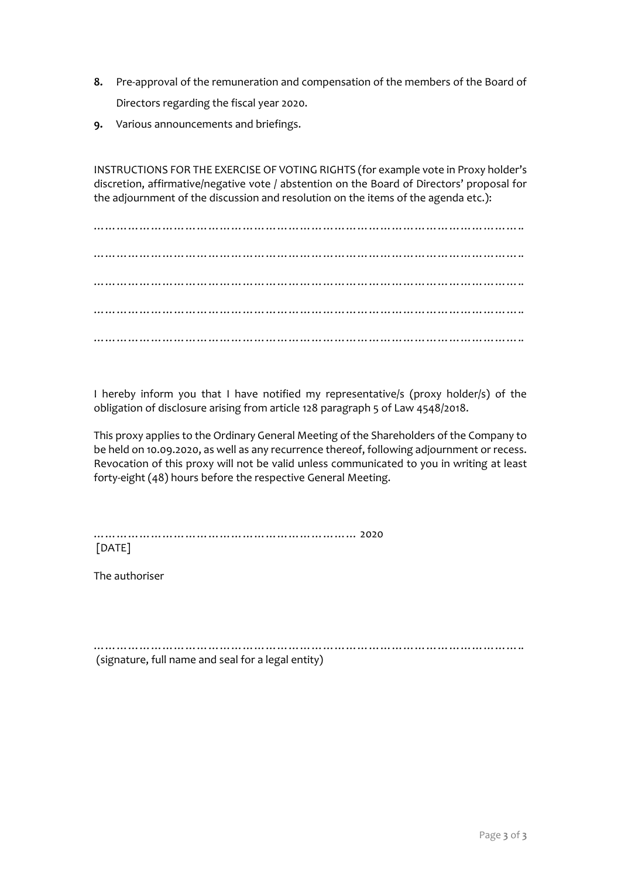8. Pre-approval of the remuneration and compensation of the members of the Board of Directors regarding the fiscal year 2020.
9. Various announcements and briefings.

INSTRUCTIONS FOR THE EXERCISE OF VOTING RIGHTS (for example vote in Proxy holder's discretion, affirmative/negative vote / abstention on the Board of Directors' proposal for the adjournment of the discussion and resolution on the items of the agenda etc.):

……………………………………………………………………………………………………..

……………………………………………………………………………………………………..

……………………………………………………………………………………………………..

……………………………………………………………………………………………………..

……………………………………………………………………………………………………..

I hereby inform you that I have notified my representative/s (proxy holder/s) of the obligation of disclosure arising from article 128 paragraph 5 of Law 4548/2018.

This proxy applies to the Ordinary General Meeting of the Shareholders of the Company to be held on 10.09.2020, as well as any recurrence thereof, following adjournment or recess. Revocation of this proxy will not be valid unless communicated to you in writing at least forty-eight (48) hours before the respective General Meeting.

…………………………………………………………… 2020
[DATE]

The authoriser

……………………………………………………………………………………………………..
(signature, full name and seal for a legal entity)